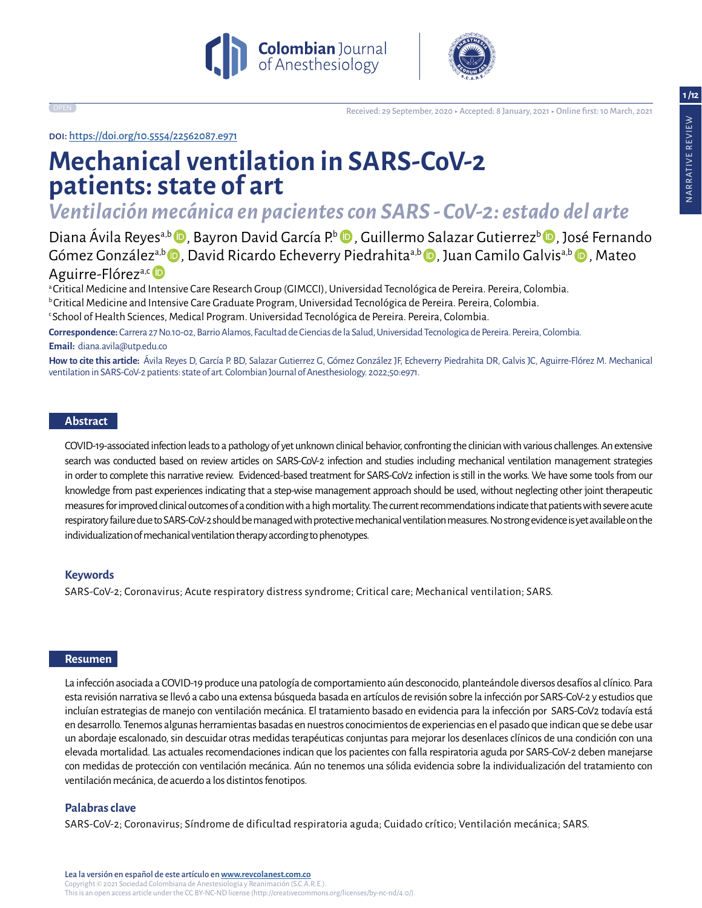Colombian Journal of Anesthesiology

OPEN

Received: 29 September, 2020 • Accepted: 8 January, 2021 • Online first: 10 March, 2021

DOI: https://doi.org/10.5554/22562087.e971

# Mechanical ventilation in SARS-CoV-2 patients: state of art

## *Ventilación mecánica en pacientes con SARS - CoV-2: estado del arte*

Diana Ávila Reyes[a,b], Bayron David García P.[b], Guillermo Salazar Gutierrez[b], José Fernando Gómez González[a,b], David Ricardo Echeverry Piedrahita[a,b], Juan Camilo Galvis[a,b], Mateo Aguirre-Flórez[a,c]

[a] Critical Medicine and Intensive Care Research Group (GIMCCI), Universidad Tecnológica de Pereira. Pereira, Colombia.
[b] Critical Medicine and Intensive Care Graduate Program, Universidad Tecnológica de Pereira. Pereira, Colombia.
[c] School of Health Sciences, Medical Program. Universidad Tecnológica de Pereira. Pereira, Colombia.

**Correspondence:** Carrera 27 No.10-02, Barrio Alamos, Facultad de Ciencias de la Salud, Universidad Tecnologica de Pereira. Pereira, Colombia.

**Email:** diana.avila@utp.edu.co

**How to cite this article:** Ávila Reyes D, García P. BD, Salazar Gutierrez G, Gómez González JF, Echeverry Piedrahita DR, Galvis JC, Aguirre-Flórez M. Mechanical ventilation in SARS-CoV-2 patients: state of art. Colombian Journal of Anesthesiology. 2022;50:e971.

## Abstract

COVID-19-associated infection leads to a pathology of yet unknown clinical behavior, confronting the clinician with various challenges. An extensive search was conducted based on review articles on SARS-CoV-2 infection and studies including mechanical ventilation management strategies in order to complete this narrative review. Evidenced-based treatment for SARS-CoV2 infection is still in the works. We have some tools from our knowledge from past experiences indicating that a step-wise management approach should be used, without neglecting other joint therapeutic measures for improved clinical outcomes of a condition with a high mortality. The current recommendations indicate that patients with severe acute respiratory failure due to SARS-CoV-2 should be managed with protective mechanical ventilation measures. No strong evidence is yet available on the individualization of mechanical ventilation therapy according to phenotypes.

### Keywords

SARS-CoV-2; Coronavirus; Acute respiratory distress syndrome; Critical care; Mechanical ventilation; SARS.

## Resumen

La infección asociada a COVID-19 produce una patología de comportamiento aún desconocido, planteándole diversos desafíos al clínico. Para esta revisión narrativa se llevó a cabo una extensa búsqueda basada en artículos de revisión sobre la infección por SARS-CoV-2 y estudios que incluían estrategias de manejo con ventilación mecánica. El tratamiento basado en evidencia para la infección por SARS-CoV2 todavía está en desarrollo. Tenemos algunas herramientas basadas en nuestros conocimientos de experiencias en el pasado que indican que se debe usar un abordaje escalonado, sin descuidar otras medidas terapéuticas conjuntas para mejorar los desenlaces clínicos de una condición con una elevada mortalidad. Las actuales recomendaciones indican que los pacientes con falla respiratoria aguda por SARS-CoV-2 deben manejarse con medidas de protección con ventilación mecánica. Aún no tenemos una sólida evidencia sobre la individualización del tratamiento con ventilación mecánica, de acuerdo a los distintos fenotipos.

### Palabras clave

SARS-CoV-2; Coronavirus; Síndrome de dificultad respiratoria aguda; Cuidado crítico; Ventilación mecánica; SARS.

Lea la versión en español de este artículo en www.revcolanest.com.co
Copyright © 2021 Sociedad Colombiana de Anestesiología y Reanimación (S.C.A.R.E.).
This is an open access article under the CC BY-NC-ND license (http://creativecommons.org/licenses/by-nc-nd/4.0/).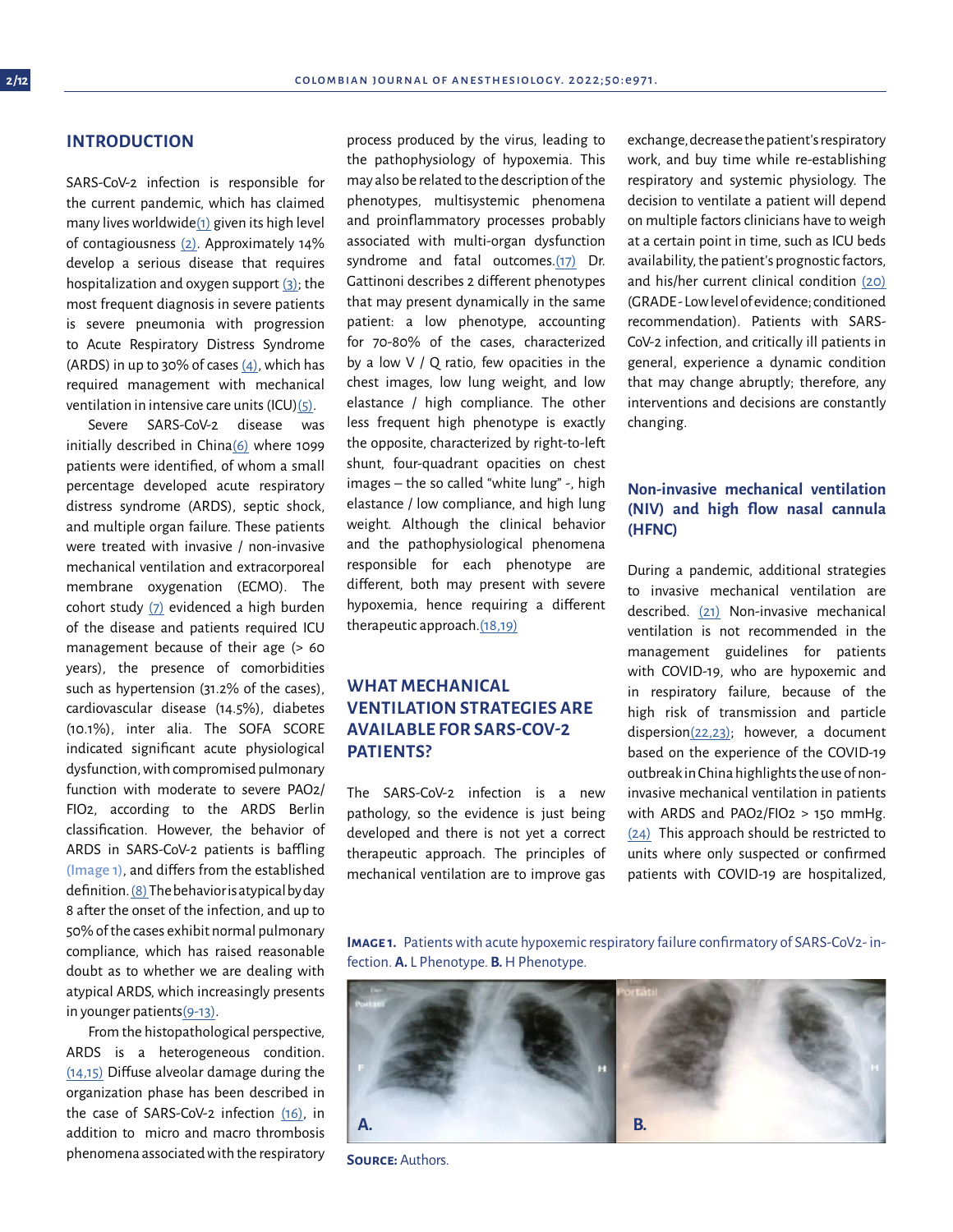## INTRODUCTION

SARS-CoV-2 infection is responsible for the current pandemic, which has claimed many lives worldwide(1) given its high level of contagiousness (2). Approximately 14% develop a serious disease that requires hospitalization and oxygen support (3); the most frequent diagnosis in severe patients is severe pneumonia with progression to Acute Respiratory Distress Syndrome (ARDS) in up to 30% of cases (4), which has required management with mechanical ventilation in intensive care units (ICU)(5).

Severe SARS-CoV-2 disease was initially described in China(6) where 1099 patients were identified, of whom a small percentage developed acute respiratory distress syndrome (ARDS), septic shock, and multiple organ failure. These patients were treated with invasive / non-invasive mechanical ventilation and extracorporeal membrane oxygenation (ECMO). The cohort study (7) evidenced a high burden of the disease and patients required ICU management because of their age (> 60 years), the presence of comorbidities such as hypertension (31.2% of the cases), cardiovascular disease (14.5%), diabetes (10.1%), inter alia. The SOFA SCORE indicated significant acute physiological dysfunction, with compromised pulmonary function with moderate to severe $PAO_2/FIO_2$, according to the ARDS Berlin classification. However, the behavior of ARDS in SARS-CoV-2 patients is baffling (Image 1), and differs from the established definition. (8) The behavior is atypical by day 8 after the onset of the infection, and up to 50% of the cases exhibit normal pulmonary compliance, which has raised reasonable doubt as to whether we are dealing with atypical ARDS, which increasingly presents in younger patients(9-13).

From the histopathological perspective, ARDS is a heterogeneous condition. (14,15) Diffuse alveolar damage during the organization phase has been described in the case of SARS-CoV-2 infection (16), in addition to micro and macro thrombosis phenomena associated with the respiratory process produced by the virus, leading to the pathophysiology of hypoxemia. This may also be related to the description of the phenotypes, multisystemic phenomena and proinflammatory processes probably associated with multi-organ dysfunction syndrome and fatal outcomes.(17) Dr. Gattinoni describes 2 different phenotypes that may present dynamically in the same patient: a low phenotype, accounting for 70-80% of the cases, characterized by a low V / Q ratio, few opacities in the chest images, low lung weight, and low elastance / high compliance. The other less frequent high phenotype is exactly the opposite, characterized by right-to-left shunt, four-quadrant opacities on chest images – the so called "white lung" -, high elastance / low compliance, and high lung weight. Although the clinical behavior and the pathophysiological phenomena responsible for each phenotype are different, both may present with severe hypoxemia, hence requiring a different therapeutic approach.(18,19)

## WHAT MECHANICAL VENTILATION STRATEGIES ARE AVAILABLE FOR SARS-COV-2 PATIENTS?

The SARS-CoV-2 infection is a new pathology, so the evidence is just being developed and there is not yet a correct therapeutic approach. The principles of mechanical ventilation are to improve gas exchange, decrease the patient's respiratory work, and buy time while re-establishing respiratory and systemic physiology. The decision to ventilate a patient will depend on multiple factors clinicians have to weigh at a certain point in time, such as ICU beds availability, the patient's prognostic factors, and his/her current clinical condition (20) (GRADE - Low level of evidence; conditioned recommendation). Patients with SARS-CoV-2 infection, and critically ill patients in general, experience a dynamic condition that may change abruptly; therefore, any interventions and decisions are constantly changing.

### Non-invasive mechanical ventilation (NIV) and high flow nasal cannula (HFNC)

During a pandemic, additional strategies to invasive mechanical ventilation are described. (21) Non-invasive mechanical ventilation is not recommended in the management guidelines for patients with COVID-19, who are hypoxemic and in respiratory failure, because of the high risk of transmission and particle dispersion(22,23); however, a document based on the experience of the COVID-19 outbreak in China highlights the use of non-invasive mechanical ventilation in patients with ARDS and $PAO_2/FIO_2$ > 150 mmHg. (24) This approach should be restricted to units where only suspected or confirmed patients with COVID-19 are hospitalized,

**Image 1.** Patients with acute hypoxemic respiratory failure confirmatory of SARS-CoV2- infection. **A.** L Phenotype. **B.** H Phenotype.

**Source:** Authors.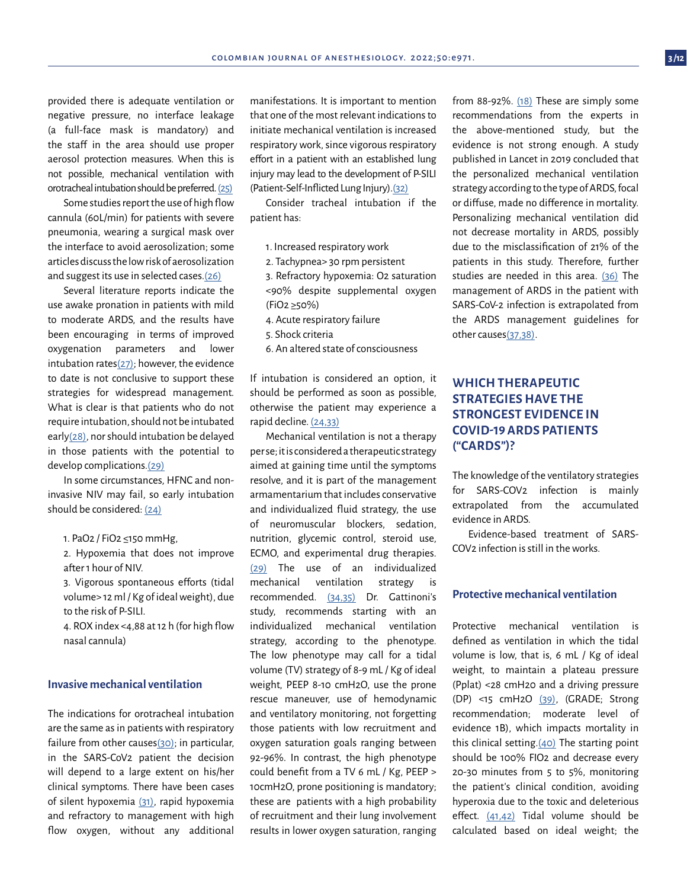provided there is adequate ventilation or negative pressure, no interface leakage (a full-face mask is mandatory) and the staff in the area should use proper aerosol protection measures. When this is not possible, mechanical ventilation with orotracheal intubation should be preferred. (25)

Some studies report the use of high flow cannula (60L/min) for patients with severe pneumonia, wearing a surgical mask over the interface to avoid aerosolization; some articles discuss the low risk of aerosolization and suggest its use in selected cases.(26)

Several literature reports indicate the use awake pronation in patients with mild to moderate ARDS, and the results have been encouraging in terms of improved oxygenation parameters and lower intubation rates(27); however, the evidence to date is not conclusive to support these strategies for widespread management. What is clear is that patients who do not require intubation, should not be intubated early(28), nor should intubation be delayed in those patients with the potential to develop complications.(29)

In some circumstances, HFNC and non-invasive NIV may fail, so early intubation should be considered: (24)

1. $PaO_2$ / $FiO_2$ ≤150 mmHg,
2. Hypoxemia that does not improve after 1 hour of NIV.
3. Vigorous spontaneous efforts (tidal volume> 12 ml / Kg of ideal weight), due to the risk of P-SILI.
4. ROX index <4,88 at 12 h (for high flow nasal cannula)

### Invasive mechanical ventilation

The indications for orotracheal intubation are the same as in patients with respiratory failure from other causes(30); in particular, in the SARS-CoV2 patient the decision will depend to a large extent on his/her clinical symptoms. There have been cases of silent hypoxemia (31), rapid hypoxemia and refractory to management with high flow oxygen, without any additional manifestations. It is important to mention that one of the most relevant indications to initiate mechanical ventilation is increased respiratory work, since vigorous respiratory effort in a patient with an established lung injury may lead to the development of P-SILI (Patient-Self-Inflicted Lung Injury).(32)

Consider tracheal intubation if the patient has:

1. Increased respiratory work
2. Tachypnea> 30 rpm persistent
3. Refractory hypoxemia: $O_2$ saturation <90% despite supplemental oxygen ($FiO_2$ ≥50%)
4. Acute respiratory failure
5. Shock criteria
6. An altered state of consciousness

If intubation is considered an option, it should be performed as soon as possible, otherwise the patient may experience a rapid decline. (24,33)

Mechanical ventilation is not a therapy per se; it is considered a therapeutic strategy aimed at gaining time until the symptoms resolve, and it is part of the management armamentarium that includes conservative and individualized fluid strategy, the use of neuromuscular blockers, sedation, nutrition, glycemic control, steroid use, ECMO, and experimental drug therapies. (29) The use of an individualized mechanical ventilation strategy is recommended. (34,35) Dr. Gattinoni's study, recommends starting with an individualized mechanical ventilation strategy, according to the phenotype. The low phenotype may call for a tidal volume (TV) strategy of 8-9 mL / Kg of ideal weight, PEEP 8-10 $cmH_2O$, use the prone rescue maneuver, use of hemodynamic and ventilatory monitoring, not forgetting those patients with low recruitment and oxygen saturation goals ranging between 92-96%. In contrast, the high phenotype could benefit from a TV 6 mL / Kg, PEEP > 10$cmH_2O$, prone positioning is mandatory; these are patients with a high probability of recruitment and their lung involvement results in lower oxygen saturation, ranging from 88-92%. (18) These are simply some recommendations from the experts in the above-mentioned study, but the evidence is not strong enough. A study published in Lancet in 2019 concluded that the personalized mechanical ventilation strategy according to the type of ARDS, focal or diffuse, made no difference in mortality. Personalizing mechanical ventilation did not decrease mortality in ARDS, possibly due to the misclassification of 21% of the patients in this study. Therefore, further studies are needed in this area. (36) The management of ARDS in the patient with SARS-CoV-2 infection is extrapolated from the ARDS management guidelines for other causes(37,38).

## WHICH THERAPEUTIC STRATEGIES HAVE THE STRONGEST EVIDENCE IN COVID-19 ARDS PATIENTS ("CARDS")?

The knowledge of the ventilatory strategies for SARS-COV2 infection is mainly extrapolated from the accumulated evidence in ARDS.

Evidence-based treatment of SARS-COV2 infection is still in the works.

### Protective mechanical ventilation

Protective mechanical ventilation is defined as ventilation in which the tidal volume is low, that is, 6 mL / Kg of ideal weight, to maintain a plateau pressure (Pplat) <28 $cmH_2O$ and a driving pressure (DP) <15 $cmH_2O$ (39), (GRADE; Strong recommendation; moderate level of evidence 1B), which impacts mortality in this clinical setting.(40) The starting point should be 100% $FIO_2$ and decrease every 20-30 minutes from 5 to 5%, monitoring the patient's clinical condition, avoiding hyperoxia due to the toxic and deleterious effect. (41,42) Tidal volume should be calculated based on ideal weight; the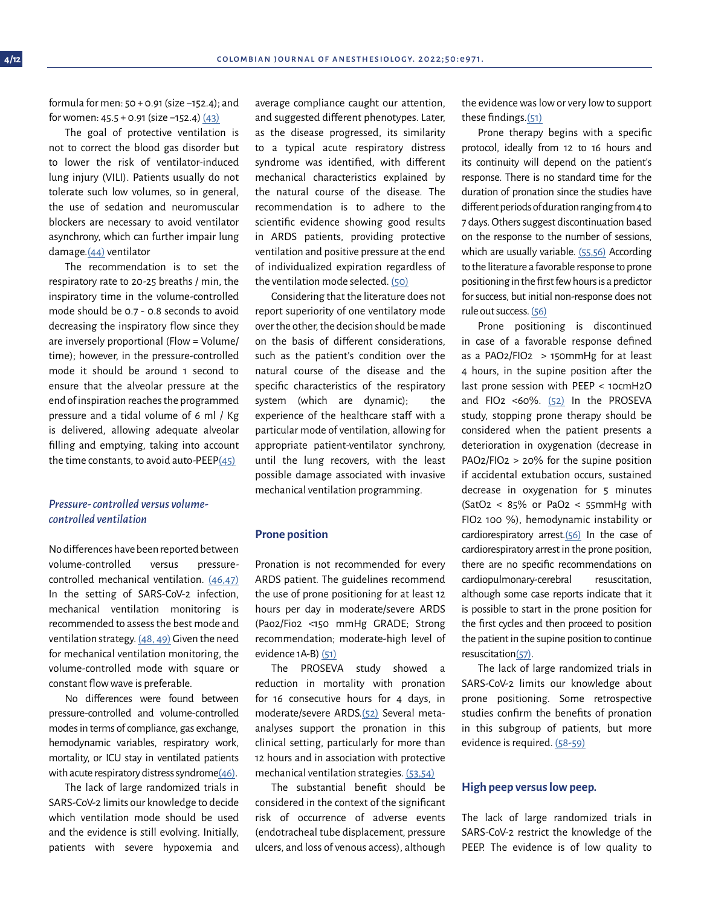formula for men: 50 + 0.91 (size –152.4); and for women: 45.5 + 0.91 (size –152.4) (43)

The goal of protective ventilation is not to correct the blood gas disorder but to lower the risk of ventilator-induced lung injury (VILI). Patients usually do not tolerate such low volumes, so in general, the use of sedation and neuromuscular blockers are necessary to avoid ventilator asynchrony, which can further impair lung damage.(44) ventilator

The recommendation is to set the respiratory rate to 20-25 breaths / min, the inspiratory time in the volume-controlled mode should be 0.7 - 0.8 seconds to avoid decreasing the inspiratory flow since they are inversely proportional (Flow = Volume/ time); however, in the pressure-controlled mode it should be around 1 second to ensure that the alveolar pressure at the end of inspiration reaches the programmed pressure and a tidal volume of 6 ml / Kg is delivered, allowing adequate alveolar filling and emptying, taking into account the time constants, to avoid auto-PEEP(45)

### *Pressure- controlled versus volume-controlled ventilation*

No differences have been reported between volume-controlled versus pressure-controlled mechanical ventilation. (46,47) In the setting of SARS-CoV-2 infection, mechanical ventilation monitoring is recommended to assess the best mode and ventilation strategy. (48, 49) Given the need for mechanical ventilation monitoring, the volume-controlled mode with square or constant flow wave is preferable.

No differences were found between pressure-controlled and volume-controlled modes in terms of compliance, gas exchange, hemodynamic variables, respiratory work, mortality, or ICU stay in ventilated patients with acute respiratory distress syndrome(46).

The lack of large randomized trials in SARS-CoV-2 limits our knowledge to decide which ventilation mode should be used and the evidence is still evolving. Initially, patients with severe hypoxemia and average compliance caught our attention, and suggested different phenotypes. Later, as the disease progressed, its similarity to a typical acute respiratory distress syndrome was identified, with different mechanical characteristics explained by the natural course of the disease. The recommendation is to adhere to the scientific evidence showing good results in ARDS patients, providing protective ventilation and positive pressure at the end of individualized expiration regardless of the ventilation mode selected. (50)

Considering that the literature does not report superiority of one ventilatory mode over the other, the decision should be made on the basis of different considerations, such as the patient's condition over the natural course of the disease and the specific characteristics of the respiratory system (which are dynamic); the experience of the healthcare staff with a particular mode of ventilation, allowing for appropriate patient-ventilator synchrony, until the lung recovers, with the least possible damage associated with invasive mechanical ventilation programming.

## Prone position

Pronation is not recommended for every ARDS patient. The guidelines recommend the use of prone positioning for at least 12 hours per day in moderate/severe ARDS ($PaO_2/FiO_2$ <150 mmHg GRADE; Strong recommendation; moderate-high level of evidence 1A-B) (51)

The PROSEVA study showed a reduction in mortality with pronation for 16 consecutive hours for 4 days, in moderate/severe ARDS.(52) Several meta-analyses support the pronation in this clinical setting, particularly for more than 12 hours and in association with protective mechanical ventilation strategies. (53,54)

The substantial benefit should be considered in the context of the significant risk of occurrence of adverse events (endotracheal tube displacement, pressure ulcers, and loss of venous access), although the evidence was low or very low to support these findings.(51)

Prone therapy begins with a specific protocol, ideally from 12 to 16 hours and its continuity will depend on the patient's response. There is no standard time for the duration of pronation since the studies have different periods of duration ranging from 4 to 7 days. Others suggest discontinuation based on the response to the number of sessions, which are usually variable. (55,56) According to the literature a favorable response to prone positioning in the first few hours is a predictor for success, but initial non-response does not rule out success. (56)

Prone positioning is discontinued in case of a favorable response defined as a $PAO_2/FIO_2$ > 150mmHg for at least 4 hours, in the supine position after the last prone session with PEEP < 10cmH2O and $FIO_2$ <60%. (52) In the PROSEVA study, stopping prone therapy should be considered when the patient presents a deterioration in oxygenation (decrease in $PAO_2/FIO_2$ > 20% for the supine position if accidental extubation occurs, sustained decrease in oxygenation for 5 minutes ($SatO_2$ < 85% or $PaO_2$ < 55mmHg with $FIO_2$ 100 %), hemodynamic instability or cardiorespiratory arrest.(56) In the case of cardiorespiratory arrest in the prone position, there are no specific recommendations on cardiopulmonary-cerebral resuscitation, although some case reports indicate that it is possible to start in the prone position for the first cycles and then proceed to position the patient in the supine position to continue resuscitation(57).

The lack of large randomized trials in SARS-CoV-2 limits our knowledge about prone positioning. Some retrospective studies confirm the benefits of pronation in this subgroup of patients, but more evidence is required. (58-59)

## High peep versus low peep.

The lack of large randomized trials in SARS-CoV-2 restrict the knowledge of the PEEP. The evidence is of low quality to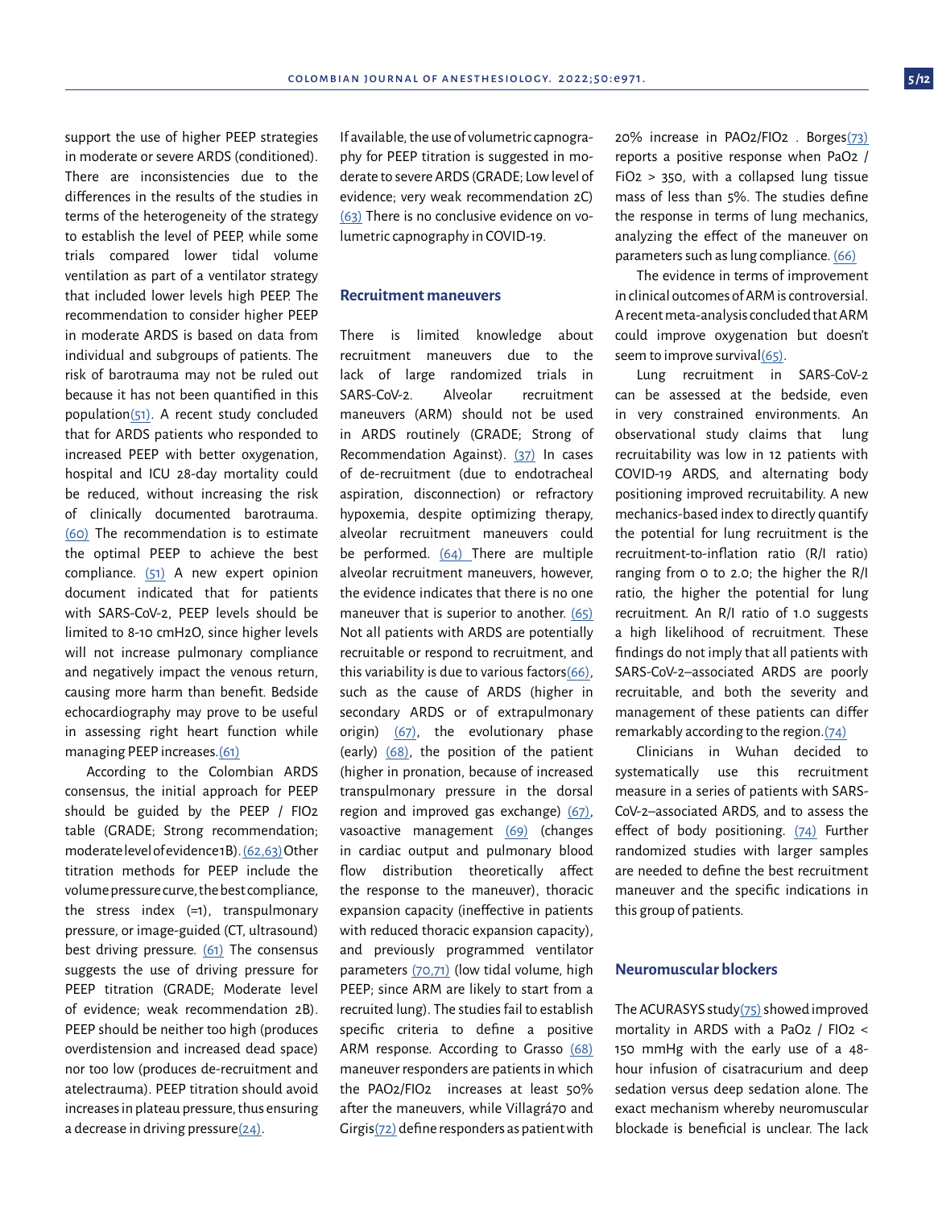support the use of higher PEEP strategies in moderate or severe ARDS (conditioned). There are inconsistencies due to the differences in the results of the studies in terms of the heterogeneity of the strategy to establish the level of PEEP, while some trials compared lower tidal volume ventilation as part of a ventilator strategy that included lower levels high PEEP. The recommendation to consider higher PEEP in moderate ARDS is based on data from individual and subgroups of patients. The risk of barotrauma may not be ruled out because it has not been quantified in this population(51). A recent study concluded that for ARDS patients who responded to increased PEEP with better oxygenation, hospital and ICU 28-day mortality could be reduced, without increasing the risk of clinically documented barotrauma. (60) The recommendation is to estimate the optimal PEEP to achieve the best compliance. (51) A new expert opinion document indicated that for patients with SARS-CoV-2, PEEP levels should be limited to 8-10 $cmH_2O$, since higher levels will not increase pulmonary compliance and negatively impact the venous return, causing more harm than benefit. Bedside echocardiography may prove to be useful in assessing right heart function while managing PEEP increases.(61)

According to the Colombian ARDS consensus, the initial approach for PEEP should be guided by the PEEP / $FIO_2$ table (GRADE; Strong recommendation; moderate level of evidence1B). (62,63) Other titration methods for PEEP include the volume pressure curve, the best compliance, the stress index (=1), transpulmonary pressure, or image-guided (CT, ultrasound) best driving pressure. (61) The consensus suggests the use of driving pressure for PEEP titration (GRADE; Moderate level of evidence; weak recommendation 2B). PEEP should be neither too high (produces overdistension and increased dead space) nor too low (produces de-recruitment and atelectrauma). PEEP titration should avoid increases in plateau pressure, thus ensuring a decrease in driving pressure(24).

If available, the use of volumetric capnography for PEEP titration is suggested in moderate to severe ARDS (GRADE; Low level of evidence; very weak recommendation 2C) (63) There is no conclusive evidence on volumetric capnography in COVID-19.

## Recruitment maneuvers

There is limited knowledge about recruitment maneuvers due to the lack of large randomized trials in SARS-CoV-2. Alveolar recruitment maneuvers (ARM) should not be used in ARDS routinely (GRADE; Strong of Recommendation Against). (37) In cases of de-recruitment (due to endotracheal aspiration, disconnection) or refractory hypoxemia, despite optimizing therapy, alveolar recruitment maneuvers could be performed. (64) There are multiple alveolar recruitment maneuvers, however, the evidence indicates that there is no one maneuver that is superior to another. (65) Not all patients with ARDS are potentially recruitable or respond to recruitment, and this variability is due to various factors(66), such as the cause of ARDS (higher in secondary ARDS or of extrapulmonary origin) (67), the evolutionary phase (early) (68), the position of the patient (higher in pronation, because of increased transpulmonary pressure in the dorsal region and improved gas exchange) (67), vasoactive management (69) (changes in cardiac output and pulmonary blood flow distribution theoretically affect the response to the maneuver), thoracic expansion capacity (ineffective in patients with reduced thoracic expansion capacity), and previously programmed ventilator parameters (70,71) (low tidal volume, high PEEP; since ARM are likely to start from a recruited lung). The studies fail to establish specific criteria to define a positive ARM response. According to Grasso (68) maneuver responders are patients in which the $PAO_2/FIO_2$ increases at least 50% after the maneuvers, while Villagrá70 and Girgis(72) define responders as patient with 20% increase in $PAO_2/FIO_2$ . Borges(73) reports a positive response when $PaO_2$ / $FiO_2$ > 350, with a collapsed lung tissue mass of less than 5%. The studies define the response in terms of lung mechanics, analyzing the effect of the maneuver on parameters such as lung compliance. (66)

The evidence in terms of improvement in clinical outcomes of ARM is controversial. A recent meta-analysis concluded that ARM could improve oxygenation but doesn't seem to improve survival(65).

Lung recruitment in SARS-CoV-2 can be assessed at the bedside, even in very constrained environments. An observational study claims that lung recruitability was low in 12 patients with COVID-19 ARDS, and alternating body positioning improved recruitability. A new mechanics-based index to directly quantify the potential for lung recruitment is the recruitment-to-inflation ratio (R/I ratio) ranging from 0 to 2.0; the higher the R/I ratio, the higher the potential for lung recruitment. An R/I ratio of 1.0 suggests a high likelihood of recruitment. These findings do not imply that all patients with SARS-CoV-2–associated ARDS are poorly recruitable, and both the severity and management of these patients can differ remarkably according to the region.(74)

Clinicians in Wuhan decided to systematically use this recruitment measure in a series of patients with SARS-CoV-2–associated ARDS, and to assess the effect of body positioning. (74) Further randomized studies with larger samples are needed to define the best recruitment maneuver and the specific indications in this group of patients.

## Neuromuscular blockers

The ACURASYS study(75) showed improved mortality in ARDS with a $PaO_2$ / $FIO_2$ < 150 mmHg with the early use of a 48-hour infusion of cisatracurium and deep sedation versus deep sedation alone. The exact mechanism whereby neuromuscular blockade is beneficial is unclear. The lack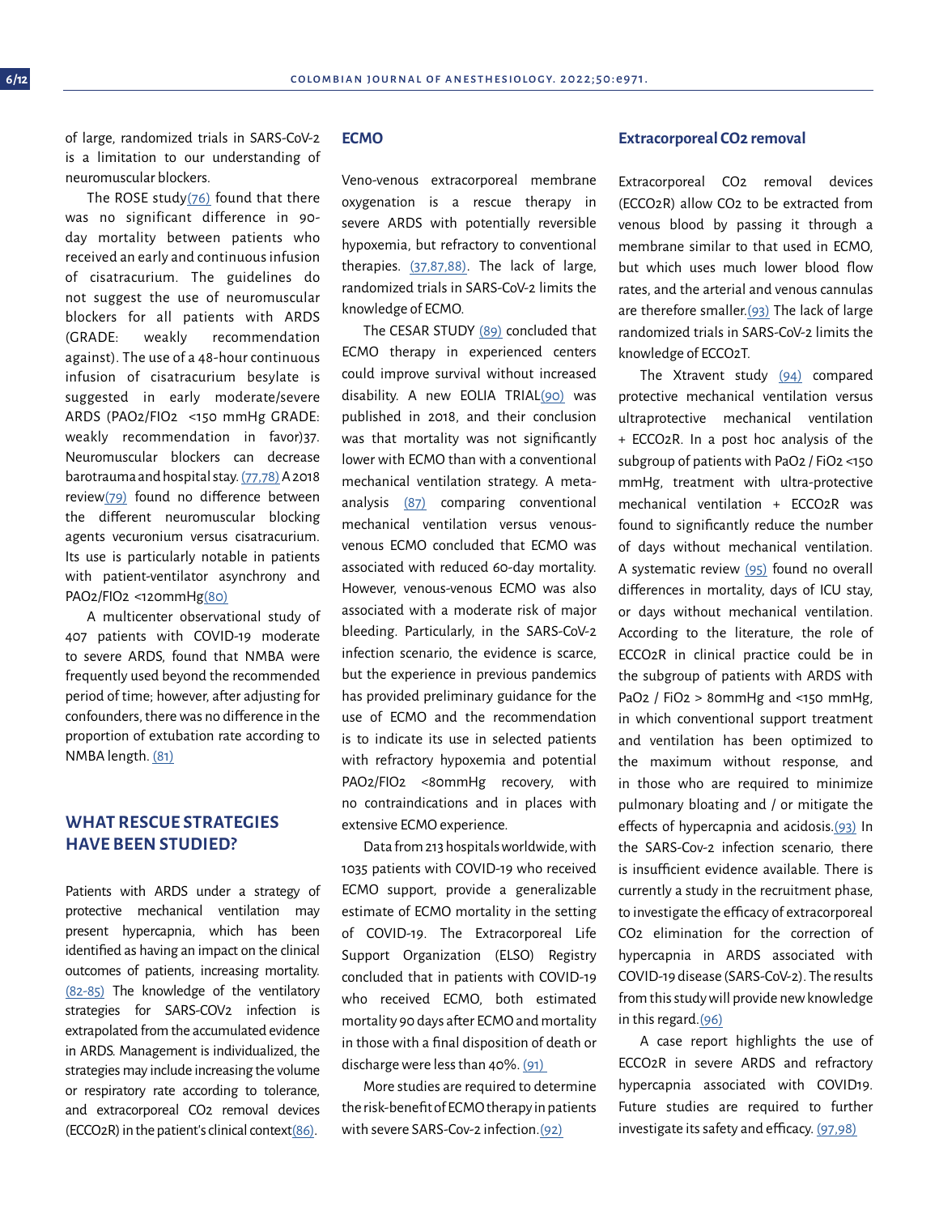of large, randomized trials in SARS-CoV-2 is a limitation to our understanding of neuromuscular blockers.

The ROSE study(76) found that there was no significant difference in 90-day mortality between patients who received an early and continuous infusion of cisatracurium. The guidelines do not suggest the use of neuromuscular blockers for all patients with ARDS (GRADE: weakly recommendation against). The use of a 48-hour continuous infusion of cisatracurium besylate is suggested in early moderate/severe ARDS ($PAO_2/FIO_2$ <150 mmHg GRADE: weakly recommendation in favor)37. Neuromuscular blockers can decrease barotrauma and hospital stay. (77,78) A 2018 review(79) found no difference between the different neuromuscular blocking agents vecuronium versus cisatracurium. Its use is particularly notable in patients with patient-ventilator asynchrony and $PAO_2/FIO_2$ <120mmHg(80)

A multicenter observational study of 407 patients with COVID-19 moderate to severe ARDS, found that NMBA were frequently used beyond the recommended period of time; however, after adjusting for confounders, there was no difference in the proportion of extubation rate according to NMBA length. (81)

## WHAT RESCUE STRATEGIES HAVE BEEN STUDIED?

Patients with ARDS under a strategy of protective mechanical ventilation may present hypercapnia, which has been identified as having an impact on the clinical outcomes of patients, increasing mortality. (82-85) The knowledge of the ventilatory strategies for SARS-COV2 infection is extrapolated from the accumulated evidence in ARDS. Management is individualized, the strategies may include increasing the volume or respiratory rate according to tolerance, and extracorporeal $CO_2$ removal devices ($ECCO_2R$) in the patient's clinical context(86).

### ECMO

Veno-venous extracorporeal membrane oxygenation is a rescue therapy in severe ARDS with potentially reversible hypoxemia, but refractory to conventional therapies. (37,87,88). The lack of large, randomized trials in SARS-CoV-2 limits the knowledge of ECMO.

The CESAR STUDY (89) concluded that ECMO therapy in experienced centers could improve survival without increased disability. A new EOLIA TRIAL(90) was published in 2018, and their conclusion was that mortality was not significantly lower with ECMO than with a conventional mechanical ventilation strategy. A meta-analysis (87) comparing conventional mechanical ventilation versus venous-venous ECMO concluded that ECMO was associated with reduced 60-day mortality. However, venous-venous ECMO was also associated with a moderate risk of major bleeding. Particularly, in the SARS-CoV-2 infection scenario, the evidence is scarce, but the experience in previous pandemics has provided preliminary guidance for the use of ECMO and the recommendation is to indicate its use in selected patients with refractory hypoxemia and potential $PAO_2/FIO_2$ <80mmHg recovery, with no contraindications and in places with extensive ECMO experience.

Data from 213 hospitals worldwide, with 1035 patients with COVID-19 who received ECMO support, provide a generalizable estimate of ECMO mortality in the setting of COVID-19. The Extracorporeal Life Support Organization (ELSO) Registry concluded that in patients with COVID-19 who received ECMO, both estimated mortality 90 days after ECMO and mortality in those with a final disposition of death or discharge were less than 40%. (91)

More studies are required to determine the risk-benefit of ECMO therapy in patients with severe SARS-Cov-2 infection.(92)

### Extracorporeal CO2 removal

Extracorporeal $CO_2$ removal devices ($ECCO_2R$) allow $CO_2$ to be extracted from venous blood by passing it through a membrane similar to that used in ECMO, but which uses much lower blood flow rates, and the arterial and venous cannulas are therefore smaller.(93) The lack of large randomized trials in SARS-CoV-2 limits the knowledge of $ECCO_2T$.

The Xtravent study (94) compared protective mechanical ventilation versus ultraprotective mechanical ventilation + $ECCO_2R$. In a post hoc analysis of the subgroup of patients with $PaO_2$ / $FiO_2$ <150 mmHg, treatment with ultra-protective mechanical ventilation + $ECCO_2R$ was found to significantly reduce the number of days without mechanical ventilation. A systematic review (95) found no overall differences in mortality, days of ICU stay, or days without mechanical ventilation. According to the literature, the role of $ECCO_2R$ in clinical practice could be in the subgroup of patients with ARDS with $PaO_2$ / $FiO_2$ > 80mmHg and <150 mmHg, in which conventional support treatment and ventilation has been optimized to the maximum without response, and in those who are required to minimize pulmonary bloating and / or mitigate the effects of hypercapnia and acidosis.(93) In the SARS-Cov-2 infection scenario, there is insufficient evidence available. There is currently a study in the recruitment phase, to investigate the efficacy of extracorporeal $CO_2$ elimination for the correction of hypercapnia in ARDS associated with COVID-19 disease (SARS-CoV-2). The results from this study will provide new knowledge in this regard.(96)

A case report highlights the use of $ECCO_2R$ in severe ARDS and refractory hypercapnia associated with COVID19. Future studies are required to further investigate its safety and efficacy. (97,98)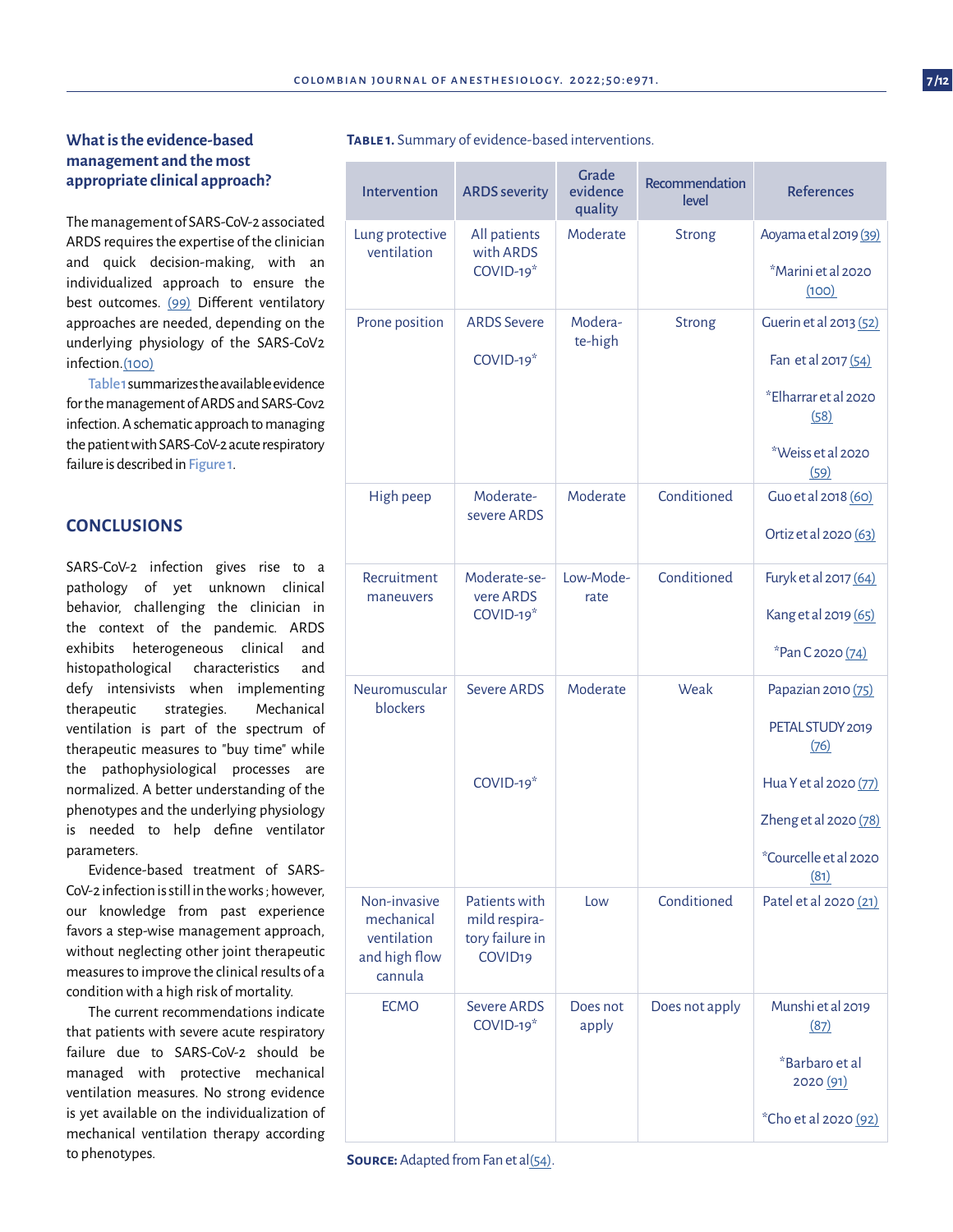## What is the evidence-based management and the most appropriate clinical approach?

The management of SARS-CoV-2 associated ARDS requires the expertise of the clinician and quick decision-making, with an individualized approach to ensure the best outcomes. (99) Different ventilatory approaches are needed, depending on the underlying physiology of the SARS-CoV2 infection.(100)

Table 1 summarizes the available evidence for the management of ARDS and SARS-Cov2 infection. A schematic approach to managing the patient with SARS-CoV-2 acute respiratory failure is described in Figure 1.

## CONCLUSIONS

SARS-CoV-2 infection gives rise to a pathology of yet unknown clinical behavior, challenging the clinician in the context of the pandemic. ARDS exhibits heterogeneous clinical and histopathological characteristics and defy intensivists when implementing therapeutic strategies. Mechanical ventilation is part of the spectrum of therapeutic measures to "buy time" while the pathophysiological processes are normalized. A better understanding of the phenotypes and the underlying physiology is needed to help define ventilator parameters.

Evidence-based treatment of SARS-CoV-2 infection is still in the works ; however, our knowledge from past experience favors a step-wise management approach, without neglecting other joint therapeutic measures to improve the clinical results of a condition with a high risk of mortality.

The current recommendations indicate that patients with severe acute respiratory failure due to SARS-CoV-2 should be managed with protective mechanical ventilation measures. No strong evidence is yet available on the individualization of mechanical ventilation therapy according to phenotypes.

**TABLE 1.** Summary of evidence-based interventions.

| Intervention | ARDS severity | Grade evidence quality | Recommendation level | References |
|---|---|---|---|---|
| Lung protective ventilation | All patients with ARDS COVID-19* | Moderate | Strong | Aoyama et al 2019 (39)<br>*Marini et al 2020 (100) |
| Prone position | ARDS Severe<br>COVID-19* | Moderate-high | Strong | Guerin et al 2013 (52)<br>Fan et al 2017 (54)<br>*Elharrar et al 2020 (58)<br>*Weiss et al 2020 (59) |
| High peep | Moderate-severe ARDS | Moderate | Conditioned | Guo et al 2018 (60)<br>Ortiz et al 2020 (63) |
| Recruitment maneuvers | Moderate-severe ARDS COVID-19* | Low-Moderate | Conditioned | Furyk et al 2017 (64)<br>Kang et al 2019 (65)<br>*Pan C 2020 (74) |
| Neuromuscular blockers | Severe ARDS<br>COVID-19* | Moderate | Weak | Papazian 2010 (75)<br>PETAL STUDY 2019 (76)<br>Hua Y et al 2020 (77)<br>Zheng et al 2020 (78)<br>*Courcelle et al 2020 (81) |
| Non-invasive mechanical ventilation and high flow cannula | Patients with mild respiratory failure in COVID19 | Low | Conditioned | Patel et al 2020 (21) |
| ECMO | Severe ARDS COVID-19* | Does not apply | Does not apply | Munshi et al 2019 (87)<br>*Barbaro et al 2020 (91)<br>*Cho et al 2020 (92) |

**SOURCE:** Adapted from Fan et al(54).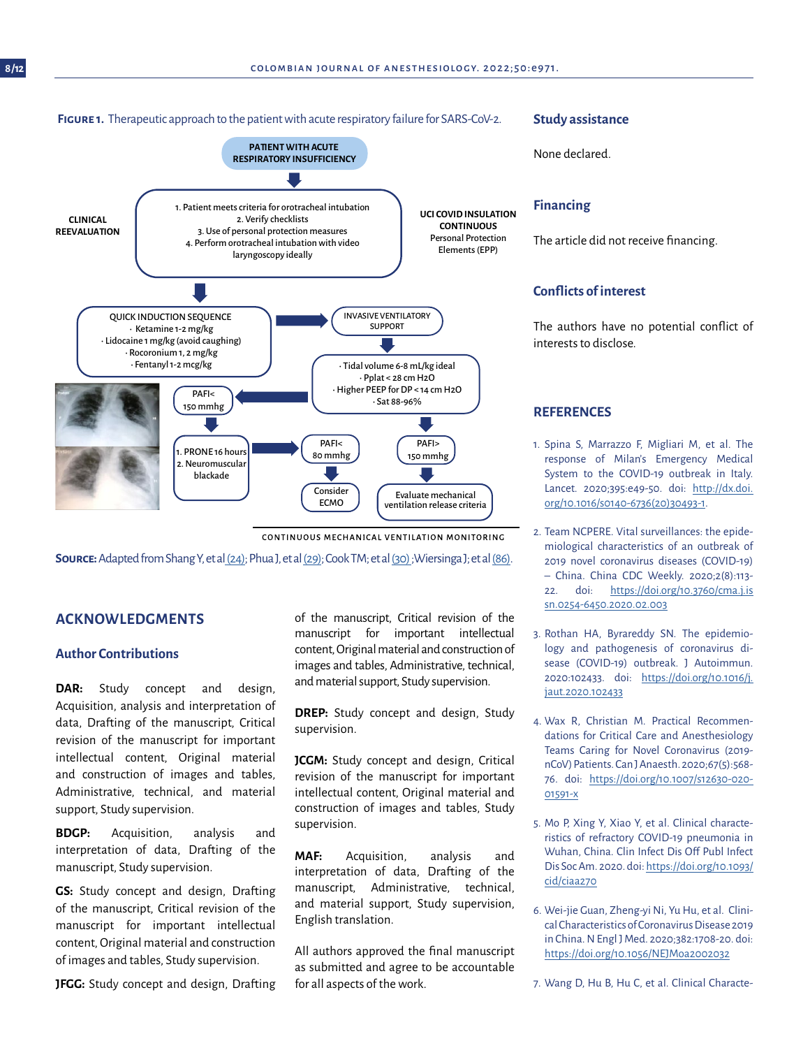**Figure 1.** Therapeutic approach to the patient with acute respiratory failure for SARS-CoV-2.

PATIENT WITH ACUTE RESPIRATORY INSUFFICIENCY

CLINICAL REEVALUATION

1. Patient meets criteria for orotracheal intubation
2. Verify checklists
3. Use of personal protection measures
4. Perform orotracheal intubation with video laryngoscopy ideally

UCI COVID INSULATION CONTINUOUS Personal Protection Elements (EPP)

QUICK INDUCTION SEQUENCE
- Ketamine 1-2 mg/kg
- Lidocaine 1 mg/kg (avoid caughing)
- Rocoronium 1, 2 mg/kg
- Fentanyl 1-2 mcg/kg

INVASIVE VENTILATORY SUPPORT

- Tidal volume 6-8 mL/kg ideal
- Pplat < 28 cm H2O
- Higher PEEP for DP < 14 cm H2O
- Sat 88-96%

PAFI< 150 mmhg

1. PRONE 16 hours
2. Neuromuscular blackade

PAFI< 80 mmhg → Consider ECMO

PAFI> 150 mmhg → Evaluate mechanical ventilation release criteria

CONTINUOUS MECHANICAL VENTILATION MONITORING

**Source:** Adapted from Shang Y, et al (24); Phua J, et al (29); Cook TM; et al (30); Wiersinga J; et al (86).

## ACKNOWLEDGMENTS

### Author Contributions

**DAR:** Study concept and design, Acquisition, analysis and interpretation of data, Drafting of the manuscript, Critical revision of the manuscript for important intellectual content, Original material and construction of images and tables, Administrative, technical, and material support, Study supervision.

**BDGP:** Acquisition, analysis and interpretation of data, Drafting of the manuscript, Study supervision.

**GS:** Study concept and design, Drafting of the manuscript, Critical revision of the manuscript for important intellectual content, Original material and construction of images and tables, Study supervision.

**JFGG:** Study concept and design, Drafting of the manuscript, Critical revision of the manuscript for important intellectual content, Original material and construction of images and tables, Administrative, technical, and material support, Study supervision.

**DREP:** Study concept and design, Study supervision.

**JCGM:** Study concept and design, Critical revision of the manuscript for important intellectual content, Original material and construction of images and tables, Study supervision.

**MAF:** Acquisition, analysis and interpretation of data, Drafting of the manuscript, Administrative, technical, and material support, Study supervision, English translation.

All authors approved the final manuscript as submitted and agree to be accountable for all aspects of the work.

### Study assistance

None declared.

### Financing

The article did not receive financing.

### Conflicts of interest

The authors have no potential conflict of interests to disclose.

## REFERENCES

1. Spina S, Marrazzo F, Migliari M, et al. The response of Milan's Emergency Medical System to the COVID-19 outbreak in Italy. Lancet. 2020;395:e49-50. doi: http://dx.doi.org/10.1016/s0140-6736(20)30493-1.
2. Team NCPERE. Vital surveillances: the epidemiological characteristics of an outbreak of 2019 novel coronavirus diseases (COVID-19) – China. China CDC Weekly. 2020;2(8):113-22. doi: https://doi.org/10.3760/cma.j.issn.0254-6450.2020.02.003
3. Rothan HA, Byrareddy SN. The epidemiology and pathogenesis of coronavirus disease (COVID-19) outbreak. J Autoimmun. 2020:102433. doi: https://doi.org/10.1016/j.jaut.2020.102433
4. Wax R, Christian M. Practical Recommendations for Critical Care and Anesthesiology Teams Caring for Novel Coronavirus (2019-nCoV) Patients. Can J Anaesth. 2020;67(5):568-76. doi: https://doi.org/10.1007/s12630-020-01591-x
5. Mo P, Xing Y, Xiao Y, et al. Clinical characteristics of refractory COVID-19 pneumonia in Wuhan, China. Clin Infect Dis Off Publ Infect Dis Soc Am. 2020. doi: https://doi.org/10.1093/cid/ciaa270
6. Wei-jie Guan, Zheng-yi Ni, Yu Hu, et al. Clinical Characteristics of Coronavirus Disease 2019 in China. N Engl J Med. 2020;382:1708-20. doi: https://doi.org/10.1056/NEJMoa2002032
7. Wang D, Hu B, Hu C, et al. Clinical Characte-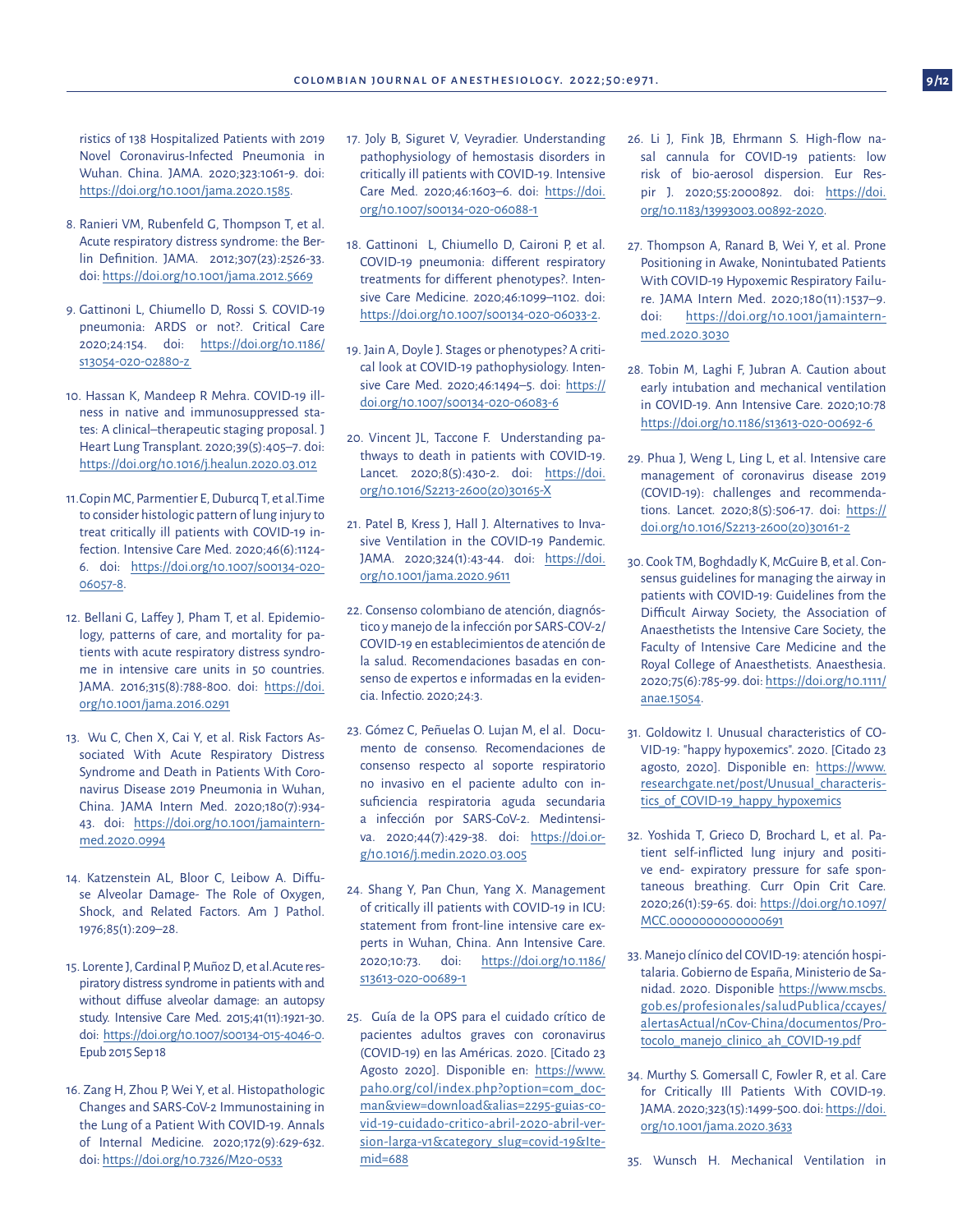ristics of 138 Hospitalized Patients with 2019 Novel Coronavirus-Infected Pneumonia in Wuhan. China. JAMA. 2020;323:1061-9. doi: https://doi.org/10.1001/jama.2020.1585.

8. Ranieri VM, Rubenfeld G, Thompson T, et al. Acute respiratory distress syndrome: the Berlin Definition. JAMA. 2012;307(23):2526-33. doi: https://doi.org/10.1001/jama.2012.5669

9. Gattinoni L, Chiumello D, Rossi S. COVID-19 pneumonia: ARDS or not?. Critical Care 2020;24:154. doi: https://doi.org/10.1186/s13054-020-02880-z

10. Hassan K, Mandeep R Mehra. COVID-19 illness in native and immunosuppressed states: A clinical–therapeutic staging proposal. J Heart Lung Transplant. 2020;39(5):405–7. doi: https://doi.org/10.1016/j.healun.2020.03.012

11. Copin MC, Parmentier E, Duburcq T, et al. Time to consider histologic pattern of lung injury to treat critically ill patients with COVID-19 infection. Intensive Care Med. 2020;46(6):1124-6. doi: https://doi.org/10.1007/s00134-020-06057-8.

12. Bellani G, Laffey J, Pham T, et al. Epidemiology, patterns of care, and mortality for patients with acute respiratory distress syndrome in intensive care units in 50 countries. JAMA. 2016;315(8):788-800. doi: https://doi.org/10.1001/jama.2016.0291

13. Wu C, Chen X, Cai Y, et al. Risk Factors Associated With Acute Respiratory Distress Syndrome and Death in Patients With Coronavirus Disease 2019 Pneumonia in Wuhan, China. JAMA Intern Med. 2020;180(7):934-43. doi: https://doi.org/10.1001/jamainternmed.2020.0994

14. Katzenstein AL, Bloor C, Leibow A. Diffuse Alveolar Damage- The Role of Oxygen, Shock, and Related Factors. Am J Pathol. 1976;85(1):209–28.

15. Lorente J, Cardinal P, Muñoz D, et al. Acute respiratory distress syndrome in patients with and without diffuse alveolar damage: an autopsy study. Intensive Care Med. 2015;41(11):1921-30. doi: https://doi.org/10.1007/s00134-015-4046-0. Epub 2015 Sep 18

16. Zang H, Zhou P, Wei Y, et al. Histopathologic Changes and SARS-CoV-2 Immunostaining in the Lung of a Patient With COVID-19. Annals of Internal Medicine. 2020;172(9):629-632. doi: https://doi.org/10.7326/M20-0533

17. Joly B, Siguret V, Veyradier. Understanding pathophysiology of hemostasis disorders in critically ill patients with COVID-19. Intensive Care Med. 2020;46:1603–6. doi: https://doi.org/10.1007/s00134-020-06088-1

18. Gattinoni L, Chiumello D, Caironi P, et al. COVID-19 pneumonia: different respiratory treatments for different phenotypes?. Intensive Care Medicine. 2020;46:1099–1102. doi: https://doi.org/10.1007/s00134-020-06033-2.

19. Jain A, Doyle J. Stages or phenotypes? A critical look at COVID-19 pathophysiology. Intensive Care Med. 2020;46:1494–5. doi: https://doi.org/10.1007/s00134-020-06083-6

20. Vincent JL, Taccone F. Understanding pathways to death in patients with COVID-19. Lancet. 2020;8(5):430-2. doi: https://doi.org/10.1016/S2213-2600(20)30165-X

21. Patel B, Kress J, Hall J. Alternatives to Invasive Ventilation in the COVID-19 Pandemic. JAMA. 2020;324(1):43-44. doi: https://doi.org/10.1001/jama.2020.9611

22. Consenso colombiano de atención, diagnóstico y manejo de la infección por SARS-COV-2/COVID-19 en establecimientos de atención de la salud. Recomendaciones basadas en consenso de expertos e informadas en la evidencia. Infectio. 2020;24:3.

23. Gómez C, Peñuelas O. Lujan M, el al. Documento de consenso. Recomendaciones de consenso respecto al soporte respiratorio no invasivo en el paciente adulto con insuficiencia respiratoria aguda secundaria a infección por SARS-CoV-2. Medintensiva. 2020;44(7):429-38. doi: https://doi.org/10.1016/j.medin.2020.03.005

24. Shang Y, Pan Chun, Yang X. Management of critically ill patients with COVID-19 in ICU: statement from front-line intensive care experts in Wuhan, China. Ann Intensive Care. 2020;10:73. doi: https://doi.org/10.1186/s13613-020-00689-1

25. Guía de la OPS para el cuidado crítico de pacientes adultos graves con coronavirus (COVID-19) en las Américas. 2020. [Citado 23 Agosto 2020]. Disponible en: https://www.paho.org/col/index.php?option=com_docman&view=download&alias=2295-guias-covid-19-cuidado-critico-abril-2020-abril-version-larga-v1&category_slug=covid-19&Itemid=688

26. Li J, Fink JB, Ehrmann S. High-flow nasal cannula for COVID-19 patients: low risk of bio-aerosol dispersion. Eur Respir J. 2020;55:2000892. doi: https://doi.org/10.1183/13993003.00892-2020.

27. Thompson A, Ranard B, Wei Y, et al. Prone Positioning in Awake, Nonintubated Patients With COVID-19 Hypoxemic Respiratory Failure. JAMA Intern Med. 2020;180(11):1537–9. doi: https://doi.org/10.1001/jamainternmed.2020.3030

28. Tobin M, Laghi F, Jubran A. Caution about early intubation and mechanical ventilation in COVID-19. Ann Intensive Care. 2020;10:78 https://doi.org/10.1186/s13613-020-00692-6

29. Phua J, Weng L, Ling L, et al. Intensive care management of coronavirus disease 2019 (COVID-19): challenges and recommendations. Lancet. 2020;8(5):506-17. doi: https://doi.org/10.1016/S2213-2600(20)30161-2

30. Cook TM, Boghdadly K, McGuire B, et al. Consensus guidelines for managing the airway in patients with COVID-19: Guidelines from the Difficult Airway Society, the Association of Anaesthetists the Intensive Care Society, the Faculty of Intensive Care Medicine and the Royal College of Anaesthetists. Anaesthesia. 2020;75(6):785-99. doi: https://doi.org/10.1111/anae.15054.

31. Goldowitz I. Unusual characteristics of COVID-19: "happy hypoxemics". 2020. [Citado 23 agosto, 2020]. Disponible en: https://www.researchgate.net/post/Unusual_characteristics_of_COVID-19_happy_hypoxemics

32. Yoshida T, Grieco D, Brochard L, et al. Patient self-inflicted lung injury and positive end- expiratory pressure for safe spontaneous breathing. Curr Opin Crit Care. 2020;26(1):59-65. doi: https://doi.org/10.1097/MCC.0000000000000691

33. Manejo clínico del COVID-19: atención hospitalaria. Gobierno de España, Ministerio de Sanidad. 2020. Disponible https://www.mscbs.gob.es/profesionales/saludPublica/ccayes/alertasActual/nCov-China/documentos/Protocolo_manejo_clinico_ah_COVID-19.pdf

34. Murthy S. Gomersall C, Fowler R, et al. Care for Critically Ill Patients With COVID-19. JAMA. 2020;323(15):1499-500. doi: https://doi.org/10.1001/jama.2020.3633

35. Wunsch H. Mechanical Ventilation in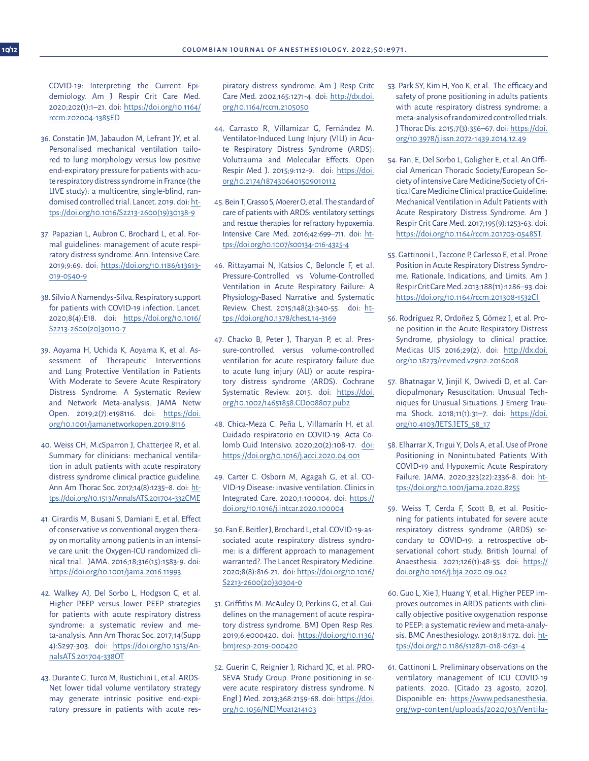COVID-19: Interpreting the Current Epidemiology. Am J Respir Crit Care Med. 2020;202(1):1–21. doi: https://doi.org/10.1164/rccm.202004-1385ED

36. Constatin JM, Jabaudon M, Lefrant JY, et al. Personalised mechanical ventilation tailored to lung morphology versus low positive end-expiratory pressure for patients with acute respiratory distress syndrome in France (the LIVE study): a multicentre, single-blind, randomised controlled trial. Lancet. 2019. doi: https://doi.org/10.1016/S2213-2600(19)30138-9

37. Papazian L, Aubron C, Brochard L, et al. Formal guidelines: management of acute respiratory distress syndrome. Ann. Intensive Care. 2019;9:69. doi: https://doi.org/10.1186/s13613-019-0540-9

38. Silvio A Ñamendys-Silva. Respiratory support for patients with COVID-19 infection. Lancet. 2020;8(4):E18. doi: https://doi.org/10.1016/S2213-2600(20)30110-7

39. Aoyama H, Uchida K, Aoyama K, et al. Assessment of Therapeutic Interventions and Lung Protective Ventilation in Patients With Moderate to Severe Acute Respiratory Distress Syndrome: A Systematic Review and Network Meta-analysis. JAMA Netw Open. 2019;2(7):e198116. doi: https://doi.org/10.1001/jamanetworkopen.2019.8116

40. Weiss CH, M.cSparron J, Chatterjee R, et al. Summary for clinicians: mechanical ventilation in adult patients with acute respiratory distress syndrome clinical practice guideline. Ann Am Thorac Soc. 2017;14(8):1235–8. doi: https://doi.org/10.1513/AnnalsATS.201704-332CME

41. Girardis M, B.usani S, Damiani E, et al. Effect of conservative vs conventional oxygen therapy on mortality among patients in an intensive care unit: the Oxygen-ICU randomized clinical trial. JAMA. 2016;18;316(15):1583-9. doi: https://doi.org/10.1001/jama.2016.11993

42. Walkey AJ, Del Sorbo L, Hodgson C, et al. Higher PEEP versus lower PEEP strategies for patients with acute respiratory distress syndrome: a systematic review and meta-analysis. Ann Am Thorac Soc. 2017;14(Supp 4):S297-303. doi: https://doi.org/10.1513/AnnalsATS.201704-338OT

43. Durante G, Turco M, Rustichini L, et al. ARDS-Net lower tidal volume ventilatory strategy may generate intrinsic positive end-expiratory pressure in patients with acute respiratory distress syndrome. Am J Resp Critc Care Med. 2002;165:1271-4. doi: http://dx.doi.org/10.1164/rccm.2105050

44. Carrasco R, Villamizar G, Fernández M. Ventilator-Induced Lung Injury (VILI) in Acute Respiratory Distress Syndrome (ARDS): Volutrauma and Molecular Effects. Open Respir Med J. 2015;9:112-9. doi: https://doi.org/10.2174/1874306401509010112

45. Bein T, Grasso S, Moerer O, et al. The standard of care of patients with ARDS: ventilatory settings and rescue therapies for refractory hypoxemia. Intensive Care Med. 2016;42:699–711. doi: https://doi.org/10.1007/s00134-016-4325-4

46. Rittayamai N, Katsios C, Beloncle F, et al. Pressure-Controlled vs Volume-Controlled Ventilation in Acute Respiratory Failure: A Physiology-Based Narrative and Systematic Review. Chest. 2015;148(2):340-55. doi: https://doi.org/10.1378/chest.14-3169

47. Chacko B, Peter J, Tharyan P, et al. Pressure-controlled versus volume-controlled ventilation for acute respiratory failure due to acute lung injury (ALI) or acute respiratory distress syndrome (ARDS). Cochrane Systematic Review. 2015. doi: https://doi.org/10.1002/14651858.CD008807.pub2

48. Chica-Meza C. Peña L, Villamarín H, et al. Cuidado respiratorio en COVID-19. Acta Colomb Cuid Intensivo. 2020;20(2):108-17. doi: https://doi.org/10.1016/j.acci.2020.04.001

49. Carter C. Osborn M, Agagah G, et al. COVID-19 Disease: invasive ventilation. Clinics in Integrated Care. 2020;1:100004. doi: https://doi.org/10.1016/j.intcar.2020.100004

50. Fan E. Beitler J, Brochard L, et al. COVID-19-associated acute respiratory distress syndrome: is a different approach to management warranted?. The Lancet Respiratory Medicine. 2020;8(8):816-21. doi: https://doi.org/10.1016/S2213-2600(20)30304-0

51. Griffiths M. McAuley D, Perkins G, et al. Guidelines on the management of acute respiratory distress syndrome. BMJ Open Resp Res. 2019;6:e000420. doi: https://doi.org/10.1136/bmjresp-2019-000420

52. Guerin C, Reignier J, Richard JC, et al. PROSEVA Study Group. Prone positioning in severe acute respiratory distress syndrome. N Engl J Med. 2013;368:2159-68. doi: https://doi.org/10.1056/NEJMoa1214103

53. Park SY, Kim H, Yoo K, et al. The efficacy and safety of prone positioning in adults patients with acute respiratory distress syndrome: a meta-analysis of randomized controlled trials. J Thorac Dis. 2015;7(3):356–67. doi: https://doi.org/10.3978/j.issn.2072-1439.2014.12.49

54. Fan, E, Del Sorbo L, Goligher E, et al. An Official American Thoracic Society/European Society of intensive Care Medicine/Society of Critical Care Medicine Clinical practice Guideline: Mechanical Ventilation in Adult Patients with Acute Respiratory Distress Syndrome. Am J Respir Crit Care Med. 2017;195(9):1253-63. doi: https://doi.org/10.1164/rccm.201703-0548ST.

55. Gattinoni L, Taccone P, Carlesso E, et al. Prone Position in Acute Respiratory Distress Syndrome. Rationale, Indications, and Limits. Am J Respir Crit Care Med. 2013;188(11):1286–93. doi: https://doi.org/10.1164/rccm.201308-1532CI

56. Rodríguez R, Ordoñez S, Gómez J, et al. Prone position in the Acute Respiratory Distress Syndrome, physiology to clinical practice. Medicas UIS 2016;29(2). doi: http://dx.doi.org/10.18273/revmed.v29n2-2016008

57. Bhatnagar V, Jinjil K, Dwivedi D, et al. Cardiopulmonary Resuscitation: Unusual Techniques for Unusual Situations. J Emerg Trauma Shock. 2018;11(1):31–7. doi: https://doi.org/10.4103/JETS.JETS_58_17

58. Elharrar X, Trigui Y, Dols A, et al. Use of Prone Positioning in Nonintubated Patients With COVID-19 and Hypoxemic Acute Respiratory Failure. JAMA. 2020;323(22):2336-8. doi: https://doi.org/10.1001/jama.2020.8255

59. Weiss T, Cerda F, Scott B, et al. Positioning for patients intubated for severe acute respiratory distress syndrome (ARDS) secondary to COVID-19: a retrospective observational cohort study. British Journal of Anaesthesia. 2021;126(1):48-55. doi: https://doi.org/10.1016/j.bja.2020.09.042

60. Guo L, Xie J, Huang Y, et al. Higher PEEP improves outcomes in ARDS patients with clinically objective positive oxygenation response to PEEP: a systematic review and meta-analysis. BMC Anesthesiology. 2018;18:172. doi: https://doi.org/10.1186/s12871-018-0631-4

61. Gattinoni L. Preliminary observations on the ventilatory management of ICU COVID-19 patients. 2020. [Citado 23 agosto, 2020]. Disponible en: https://www.pedsanesthesia.org/wp-content/uploads/2020/03/Ventila-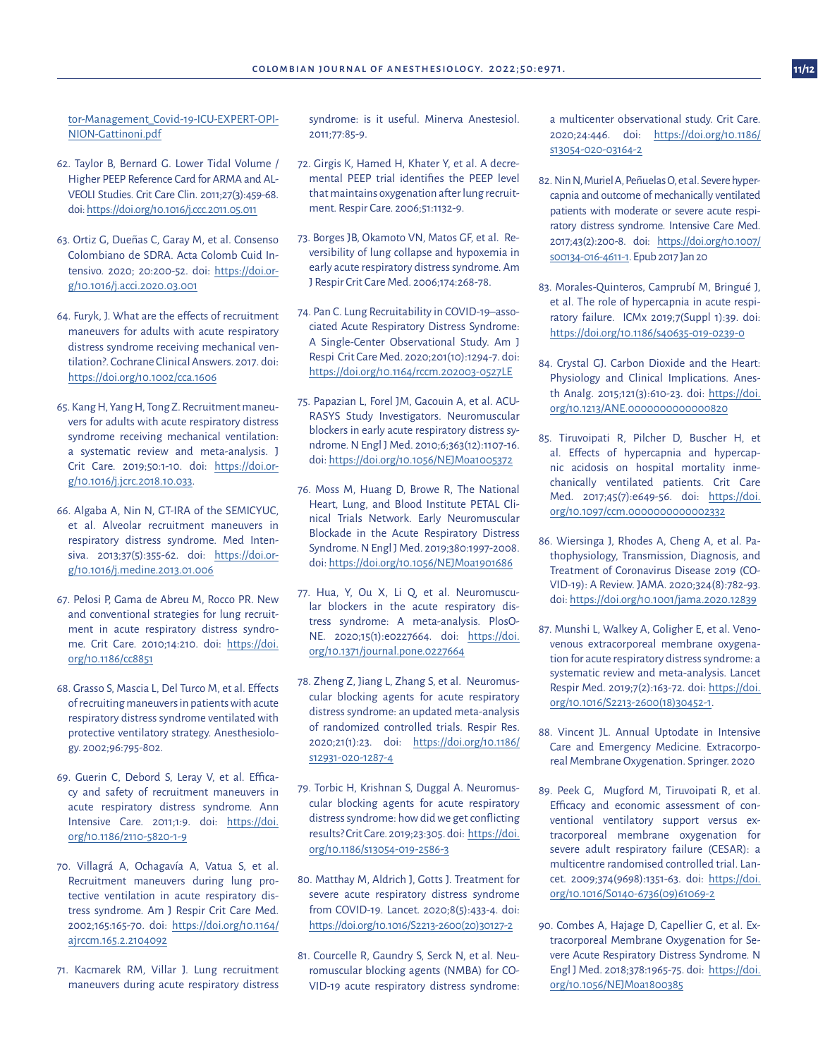tor-Management_Covid-19-ICU-EXPERT-OPINION-Gattinoni.pdf

62. Taylor B, Bernard G. Lower Tidal Volume / Higher PEEP Reference Card for ARMA and ALVEOLI Studies. Crit Care Clin. 2011;27(3):459-68. doi: https://doi.org/10.1016/j.ccc.2011.05.011

63. Ortiz G, Dueñas C, Garay M, et al. Consenso Colombiano de SDRA. Acta Colomb Cuid Intensivo. 2020; 20:200-52. doi: https://doi.org/10.1016/j.acci.2020.03.001

64. Furyk, J. What are the effects of recruitment maneuvers for adults with acute respiratory distress syndrome receiving mechanical ventilation?. Cochrane Clinical Answers. 2017. doi: https://doi.org/10.1002/cca.1606

65. Kang H, Yang H, Tong Z. Recruitment manoeuvers for adults with acute respiratory distress syndrome receiving mechanical ventilation: a systematic review and meta-analysis. J Crit Care. 2019;50:1-10. doi: https://doi.org/10.1016/j.jcrc.2018.10.033.

66. Algaba A, Nin N, GT-IRA of the SEMICYUC, et al. Alveolar recruitment maneuvers in respiratory distress syndrome. Med Intensiva. 2013;37(5):355-62. doi: https://doi.org/10.1016/j.medine.2013.01.006

67. Pelosi P, Gama de Abreu M, Rocco PR. New and conventional strategies for lung recruitment in acute respiratory distress syndrome. Crit Care. 2010;14:210. doi: https://doi.org/10.1186/cc8851

68. Grasso S, Mascia L, Del Turco M, et al. Effects of recruiting maneuvers in patients with acute respiratory distress syndrome ventilated with protective ventilatory strategy. Anesthesiology. 2002;96:795-802.

69. Guerin C, Debord S, Leray V, et al. Efficacy and safety of recruitment maneuvers in acute respiratory distress syndrome. Ann Intensive Care. 2011;1:9. doi: https://doi.org/10.1186/2110-5820-1-9

70. Villagrá A, Ochagavía A, Vatua S, et al. Recruitment maneuvers during lung protective ventilation in acute respiratory distress syndrome. Am J Respir Crit Care Med. 2002;165:165-70. doi: https://doi.org/10.1164/ajrccm.165.2.2104092

71. Kacmarek RM, Villar J. Lung recruitment maneuvers during acute respiratory distress syndrome: is it useful. Minerva Anestesiol. 2011;77:85-9.

72. Girgis K, Hamed H, Khater Y, et al. A decremental PEEP trial identifies the PEEP level that maintains oxygenation after lung recruitment. Respir Care. 2006;51:1132-9.

73. Borges JB, Okamoto VN, Matos GF, et al. Reversibility of lung collapse and hypoxemia in early acute respiratory distress syndrome. Am J Respir Crit Care Med. 2006;174:268-78.

74. Pan C. Lung Recruitability in COVID-19–associated Acute Respiratory Distress Syndrome: A Single-Center Observational Study. Am J Respi Crit Care Med. 2020;201(10):1294-7. doi: https://doi.org/10.1164/rccm.202003-0527LE

75. Papazian L, Forel JM, Gacouin A, et al. ACURASYS Study Investigators. Neuromuscular blockers in early acute respiratory distress syndrome. N Engl J Med. 2010;6;363(12):1107-16. doi: https://doi.org/10.1056/NEJMoa1005372

76. Moss M, Huang D, Browe R, The National Heart, Lung, and Blood Institute PETAL Clinical Trials Network. Early Neuromuscular Blockade in the Acute Respiratory Distress Syndrome. N Engl J Med. 2019;380:1997-2008. doi: https://doi.org/10.1056/NEJMoa1901686

77. Hua, Y, Ou X, Li Q, et al. Neuromuscular blockers in the acute respiratory distress syndrome: A meta-analysis. PlosONE. 2020;15(1):e0227664. doi: https://doi.org/10.1371/journal.pone.0227664

78. Zheng Z, Jiang L, Zhang S, et al. Neuromuscular blocking agents for acute respiratory distress syndrome: an updated meta-analysis of randomized controlled trials. Respir Res. 2020;21(1):23. doi: https://doi.org/10.1186/s12931-020-1287-4

79. Torbic H, Krishnan S, Duggal A. Neuromuscular blocking agents for acute respiratory distress syndrome: how did we get conflicting results? Crit Care. 2019;23:305. doi: https://doi.org/10.1186/s13054-019-2586-3

80. Matthay M, Aldrich J, Gotts J. Treatment for severe acute respiratory distress syndrome from COVID-19. Lancet. 2020;8(5):433-4. doi: https://doi.org/10.1016/S2213-2600(20)30127-2

81. Courcelle R, Gaundry S, Serck N, et al. Neuromuscular blocking agents (NMBA) for COVID-19 acute respiratory distress syndrome: a multicenter observational study. Crit Care. 2020;24:446. doi: https://doi.org/10.1186/s13054-020-03164-2

82. Nin N, Muriel A, Peñuelas O, et al. Severe hypercapnia and outcome of mechanically ventilated patients with moderate or severe acute respiratory distress syndrome. Intensive Care Med. 2017;43(2):200-8. doi: https://doi.org/10.1007/s00134-016-4611-1. Epub 2017 Jan 20

83. Morales-Quinteros, Camprubí M, Bringué J, et al. The role of hypercapnia in acute respiratory failure. ICMx 2019;7(Suppl 1):39. doi: https://doi.org/10.1186/s40635-019-0239-0

84. Crystal GJ. Carbon Dioxide and the Heart: Physiology and Clinical Implications. Anesth Analg. 2015;121(3):610-23. doi: https://doi.org/10.1213/ANE.0000000000000820

85. Tiruvoipati R, Pilcher D, Buscher H, et al. Effects of hypercapnia and hypercapnic acidosis on hospital mortality inmechanically ventilated patients. Crit Care Med. 2017;45(7):e649-56. doi: https://doi.org/10.1097/ccm.0000000000002332

86. Wiersinga J, Rhodes A, Cheng A, et al. Pathophysiology, Transmission, Diagnosis, and Treatment of Coronavirus Disease 2019 (COVID-19): A Review. JAMA. 2020;324(8):782-93. doi: https://doi.org/10.1001/jama.2020.12839

87. Munshi L, Walkey A, Goligher E, et al. Venovenous extracorporeal membrane oxygenation for acute respiratory distress syndrome: a systematic review and meta-analysis. Lancet Respir Med. 2019;7(2):163-72. doi: https://doi.org/10.1016/S2213-2600(18)30452-1.

88. Vincent JL. Annual Uptodate in Intensive Care and Emergency Medicine. Extracorporeal Membrane Oxygenation. Springer. 2020

89. Peek G, Mugford M, Tiruvoipati R, et al. Efficacy and economic assessment of conventional ventilatory support versus extracorporeal membrane oxygenation for severe adult respiratory failure (CESAR): a multicentre randomised controlled trial. Lancet. 2009;374(9698):1351-63. doi: https://doi.org/10.1016/S0140-6736(09)61069-2

90. Combes A, Hajage D, Capellier G, et al. Extracorporeal Membrane Oxygenation for Severe Acute Respiratory Distress Syndrome. N Engl J Med. 2018;378:1965-75. doi: https://doi.org/10.1056/NEJMoa1800385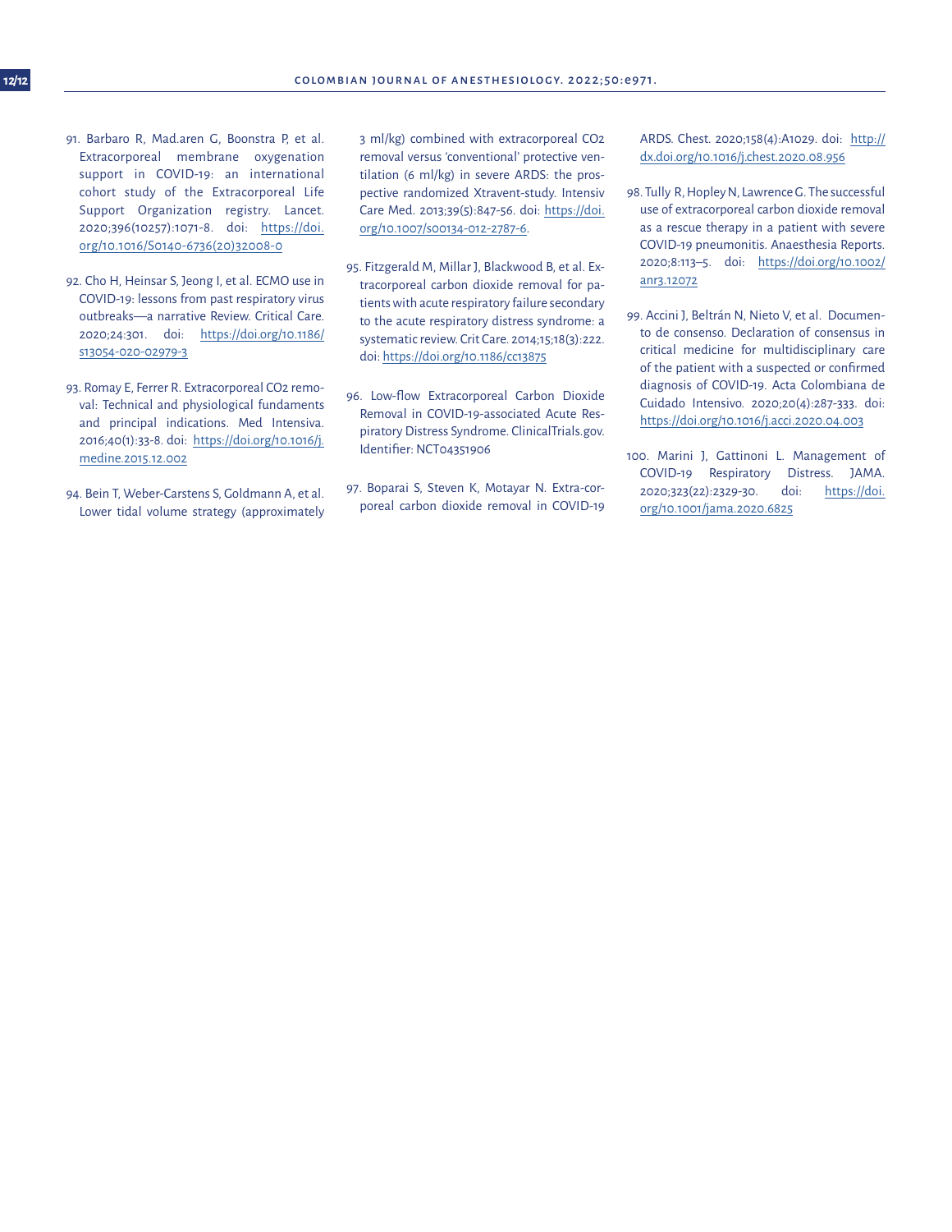91. Barbaro R, Mad.aren G, Boonstra P, et al. Extracorporeal membrane oxygenation support in COVID-19: an international cohort study of the Extracorporeal Life Support Organization registry. Lancet. 2020;396(10257):1071-8. doi: https://doi.org/10.1016/S0140-6736(20)32008-0

92. Cho H, Heinsar S, Jeong I, et al. ECMO use in COVID-19: lessons from past respiratory virus outbreaks—a narrative Review. Critical Care. 2020;24:301. doi: https://doi.org/10.1186/s13054-020-02979-3

93. Romay E, Ferrer R. Extracorporeal $CO_2$ removal: Technical and physiological fundaments and principal indications. Med Intensiva. 2016;40(1):33-8. doi: https://doi.org/10.1016/j.medine.2015.12.002

94. Bein T, Weber-Carstens S, Goldmann A, et al. Lower tidal volume strategy (approximately 3 ml/kg) combined with extracorporeal $CO_2$ removal versus 'conventional' protective ventilation (6 ml/kg) in severe ARDS: the prospective randomized Xtravent-study. Intensiv Care Med. 2013;39(5):847-56. doi: https://doi.org/10.1007/s00134-012-2787-6.

95. Fitzgerald M, Millar J, Blackwood B, et al. Extracorporeal carbon dioxide removal for patients with acute respiratory failure secondary to the acute respiratory distress syndrome: a systematic review. Crit Care. 2014;15;18(3):222. doi: https://doi.org/10.1186/cc13875

96. Low-flow Extracorporeal Carbon Dioxide Removal in COVID-19-associated Acute Respiratory Distress Syndrome. ClinicalTrials.gov. Identifier: NCT04351906

97. Boparai S, Steven K, Motayar N. Extra-corporeal carbon dioxide removal in COVID-19 ARDS. Chest. 2020;158(4):A1029. doi: http://dx.doi.org/10.1016/j.chest.2020.08.956

98. Tully R, Hopley N, Lawrence G. The successful use of extracorporeal carbon dioxide removal as a rescue therapy in a patient with severe COVID-19 pneumonitis. Anaesthesia Reports. 2020;8:113–5. doi: https://doi.org/10.1002/anr3.12072

99. Accini J, Beltrán N, Nieto V, et al. Documento de consenso. Declaration of consensus in critical medicine for multidisciplinary care of the patient with a suspected or confirmed diagnosis of COVID-19. Acta Colombiana de Cuidado Intensivo. 2020;20(4):287-333. doi: https://doi.org/10.1016/j.acci.2020.04.003

100. Marini J, Gattinoni L. Management of COVID-19 Respiratory Distress. JAMA. 2020;323(22):2329-30. doi: https://doi.org/10.1001/jama.2020.6825